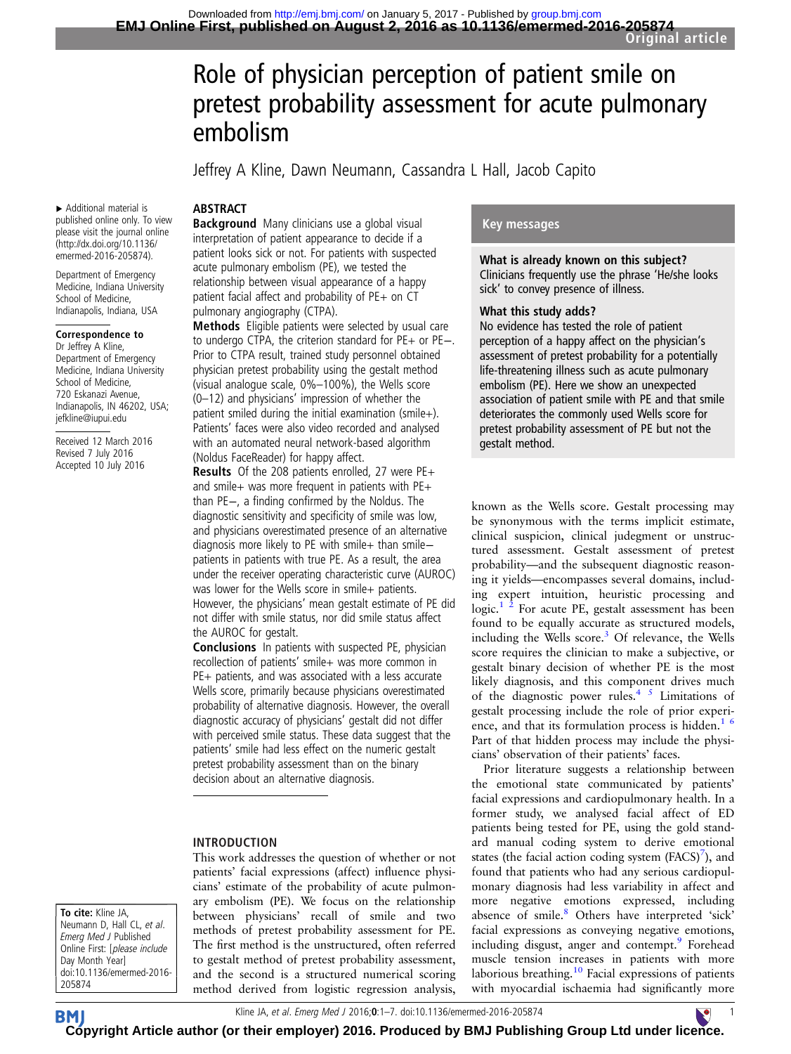# Role of physician perception of patient smile on pretest probability assessment for acute pulmonary embolism

Jeffrey A Kline, Dawn Neumann, Cassandra L Hall, Jacob Capito

► Additional material is published online only. To view please visit the journal online (http://dx.doi.org/10.1136/emermed-2016-205874).

Department of Emergency Medicine, Indiana University School of Medicine, Indianapolis, Indiana, USA

**Correspondence to**
Dr Jeffrey A Kline, Department of Emergency Medicine, Indiana University School of Medicine, 720 Eskanazi Avenue, Indianapolis, IN 46202, USA; jefkline@iupui.edu

Received 12 March 2016
Revised 7 July 2016
Accepted 10 July 2016

## ABSTRACT

**Background** Many clinicians use a global visual interpretation of patient appearance to decide if a patient looks sick or not. For patients with suspected acute pulmonary embolism (PE), we tested the relationship between visual appearance of a happy patient facial affect and probability of PE+ on CT pulmonary angiography (CTPA).

**Methods** Eligible patients were selected by usual care to undergo CTPA, the criterion standard for PE+ or PE−. Prior to CTPA result, trained study personnel obtained physician pretest probability using the gestalt method (visual analogue scale, 0%–100%), the Wells score (0–12) and physicians' impression of whether the patient smiled during the initial examination (smile+). Patients' faces were also video recorded and analysed with an automated neural network-based algorithm (Noldus FaceReader) for happy affect.

**Results** Of the 208 patients enrolled, 27 were PE+ and smile+ was more frequent in patients with PE+ than PE−, a finding confirmed by the Noldus. The diagnostic sensitivity and specificity of smile was low, and physicians overestimated presence of an alternative diagnosis more likely to PE with smile+ than smile− patients in patients with true PE. As a result, the area under the receiver operating characteristic curve (AUROC) was lower for the Wells score in smile+ patients. However, the physicians' mean gestalt estimate of PE did not differ with smile status, nor did smile status affect the AUROC for gestalt.

**Conclusions** In patients with suspected PE, physician recollection of patients' smile+ was more common in PE+ patients, and was associated with a less accurate Wells score, primarily because physicians overestimated probability of alternative diagnosis. However, the overall diagnostic accuracy of physicians' gestalt did not differ with perceived smile status. These data suggest that the patients' smile had less effect on the numeric gestalt pretest probability assessment than on the binary decision about an alternative diagnosis.

> **Key messages**
>
> **What is already known on this subject?**
> Clinicians frequently use the phrase 'He/she looks sick' to convey presence of illness.
>
> **What this study adds?**
> No evidence has tested the role of patient perception of a happy affect on the physician's assessment of pretest probability for a potentially life-threatening illness such as acute pulmonary embolism (PE). Here we show an unexpected association of patient smile with PE and that smile deteriorates the commonly used Wells score for pretest probability assessment of PE but not the gestalt method.

## INTRODUCTION

This work addresses the question of whether or not patients' facial expressions (affect) influence physicians' estimate of the probability of acute pulmonary embolism (PE). We focus on the relationship between physicians' recall of smile and two methods of pretest probability assessment for PE. The first method is the unstructured, often referred to gestalt method of pretest probability assessment, and the second is a structured numerical scoring method derived from logistic regression analysis, known as the Wells score. Gestalt processing may be synonymous with the terms implicit estimate, clinical suspicion, clinical judgement or unstructured assessment. Gestalt assessment of pretest probability—and the subsequent diagnostic reasoning it yields—encompasses several domains, including expert intuition, heuristic processing and logic.[1 2] For acute PE, gestalt assessment has been found to be equally accurate as structured models, including the Wells score.[3] Of relevance, the Wells score requires the clinician to make a subjective, or gestalt binary decision of whether PE is the most likely diagnosis, and this component drives much of the diagnostic power rules.[4 5] Limitations of gestalt processing include the role of prior experience, and that its formulation process is hidden.[1 6] Part of that hidden process may include the physicians' observation of their patients' faces.

Prior literature suggests a relationship between the emotional state communicated by patients' facial expressions and cardiopulmonary health. In a former study, we analysed facial affect of ED patients being tested for PE, using the gold standard manual coding system to derive emotional states (the facial action coding system (FACS)[7]), and found that patients who had any serious cardiopulmonary diagnosis had less variability in affect and more negative emotions expressed, including absence of smile.[8] Others have interpreted 'sick' facial expressions as conveying negative emotions, including disgust, anger and contempt.[9] Forehead muscle tension increases in patients with more laborious breathing.[10] Facial expressions of patients with myocardial ischaemia had significantly more

**To cite:** Kline JA, Neumann D, Hall CL, *et al*. *Emerg Med J* Published Online First: [*please include* Day Month Year] doi:10.1136/emermed-2016-205874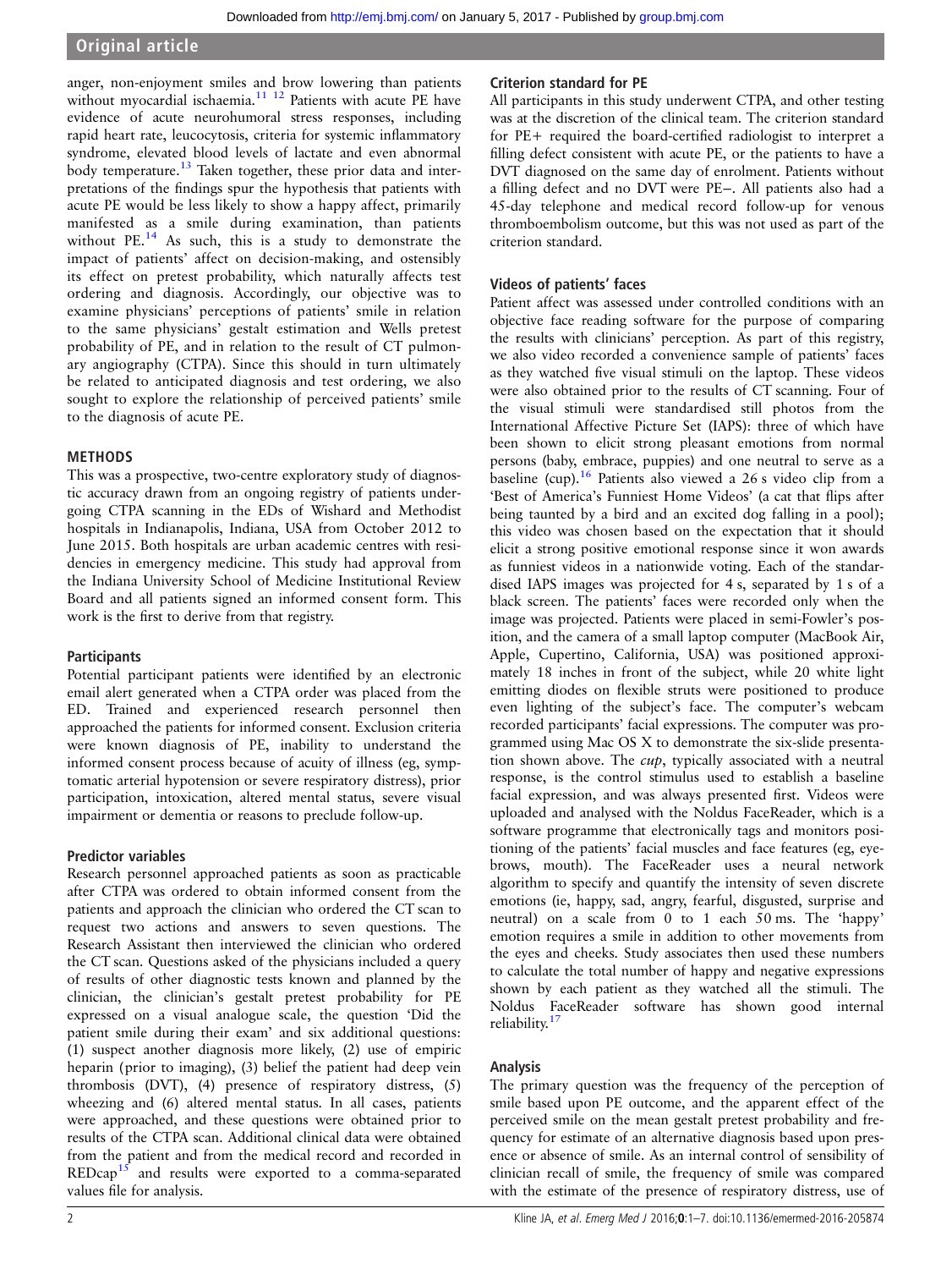anger, non-enjoyment smiles and brow lowering than patients without myocardial ischaemia.[11,12] Patients with acute PE have evidence of acute neurohumoral stress responses, including rapid heart rate, leucocytosis, criteria for systemic inflammatory syndrome, elevated blood levels of lactate and even abnormal body temperature.[13] Taken together, these prior data and interpretations of the findings spur the hypothesis that patients with acute PE would be less likely to show a happy affect, primarily manifested as a smile during examination, than patients without PE.[14] As such, this is a study to demonstrate the impact of patients' affect on decision-making, and ostensibly its effect on pretest probability, which naturally affects test ordering and diagnosis. Accordingly, our objective was to examine physicians' perceptions of patients' smile in relation to the same physicians' gestalt estimation and Wells pretest probability of PE, and in relation to the result of CT pulmonary angiography (CTPA). Since this should in turn ultimately be related to anticipated diagnosis and test ordering, we also sought to explore the relationship of perceived patients' smile to the diagnosis of acute PE.

## METHODS

This was a prospective, two-centre exploratory study of diagnostic accuracy drawn from an ongoing registry of patients undergoing CTPA scanning in the EDs of Wishard and Methodist hospitals in Indianapolis, Indiana, USA from October 2012 to June 2015. Both hospitals are urban academic centres with residencies in emergency medicine. This study had approval from the Indiana University School of Medicine Institutional Review Board and all patients signed an informed consent form. This work is the first to derive from that registry.

### Participants

Potential participant patients were identified by an electronic email alert generated when a CTPA order was placed from the ED. Trained and experienced research personnel then approached the patients for informed consent. Exclusion criteria were known diagnosis of PE, inability to understand the informed consent process because of acuity of illness (eg, symptomatic arterial hypotension or severe respiratory distress), prior participation, intoxication, altered mental status, severe visual impairment or dementia or reasons to preclude follow-up.

### Predictor variables

Research personnel approached patients as soon as practicable after CTPA was ordered to obtain informed consent from the patients and approach the clinician who ordered the CT scan to request two actions and answers to seven questions. The Research Assistant then interviewed the clinician who ordered the CT scan. Questions asked of the physicians included a query of results of other diagnostic tests known and planned by the clinician, the clinician's gestalt pretest probability for PE expressed on a visual analogue scale, the question 'Did the patient smile during their exam' and six additional questions: (1) suspect another diagnosis more likely, (2) use of empiric heparin (prior to imaging), (3) belief the patient had deep vein thrombosis (DVT), (4) presence of respiratory distress, (5) wheezing and (6) altered mental status. In all cases, patients were approached, and these questions were obtained prior to results of the CTPA scan. Additional clinical data were obtained from the patient and from the medical record and recorded in REDcap[15] and results were exported to a comma-separated values file for analysis.

### Criterion standard for PE

All participants in this study underwent CTPA, and other testing was at the discretion of the clinical team. The criterion standard for PE+ required the board-certified radiologist to interpret a filling defect consistent with acute PE, or the patients to have a DVT diagnosed on the same day of enrolment. Patients without a filling defect and no DVT were PE−. All patients also had a 45-day telephone and medical record follow-up for venous thromboembolism outcome, but this was not used as part of the criterion standard.

### Videos of patients' faces

Patient affect was assessed under controlled conditions with an objective face reading software for the purpose of comparing the results with clinicians' perception. As part of this registry, we also video recorded a convenience sample of patients' faces as they watched five visual stimuli on the laptop. These videos were also obtained prior to the results of CT scanning. Four of the visual stimuli were standardised still photos from the International Affective Picture Set (IAPS): three of which have been shown to elicit strong pleasant emotions from normal persons (baby, embrace, puppies) and one neutral to serve as a baseline (cup).[16] Patients also viewed a 26 s video clip from a 'Best of America's Funniest Home Videos' (a cat that flips after being taunted by a bird and an excited dog falling in a pool); this video was chosen based on the expectation that it should elicit a strong positive emotional response since it won awards as funniest videos in a nationwide voting. Each of the standardised IAPS images was projected for 4 s, separated by 1 s of a black screen. The patients' faces were recorded only when the image was projected. Patients were placed in semi-Fowler's position, and the camera of a small laptop computer (MacBook Air, Apple, Cupertino, California, USA) was positioned approximately 18 inches in front of the subject, while 20 white light emitting diodes on flexible struts were positioned to produce even lighting of the subject's face. The computer's webcam recorded participants' facial expressions. The computer was programmed using Mac OS X to demonstrate the six-slide presentation shown above. The *cup*, typically associated with a neutral response, is the control stimulus used to establish a baseline facial expression, and was always presented first. Videos were uploaded and analysed with the Noldus FaceReader, which is a software programme that electronically tags and monitors positioning of the patients' facial muscles and face features (eg, eyebrows, mouth). The FaceReader uses a neural network algorithm to specify and quantify the intensity of seven discrete emotions (ie, happy, sad, angry, fearful, disgusted, surprise and neutral) on a scale from 0 to 1 each 50 ms. The 'happy' emotion requires a smile in addition to other movements from the eyes and cheeks. Study associates then used these numbers to calculate the total number of happy and negative expressions shown by each patient as they watched all the stimuli. The Noldus FaceReader software has shown good internal reliability.[17]

### Analysis

The primary question was the frequency of the perception of smile based upon PE outcome, and the apparent effect of the perceived smile on the mean gestalt pretest probability and frequency for estimate of an alternative diagnosis based upon presence or absence of smile. As an internal control of sensibility of clinician recall of smile, the frequency of smile was compared with the estimate of the presence of respiratory distress, use of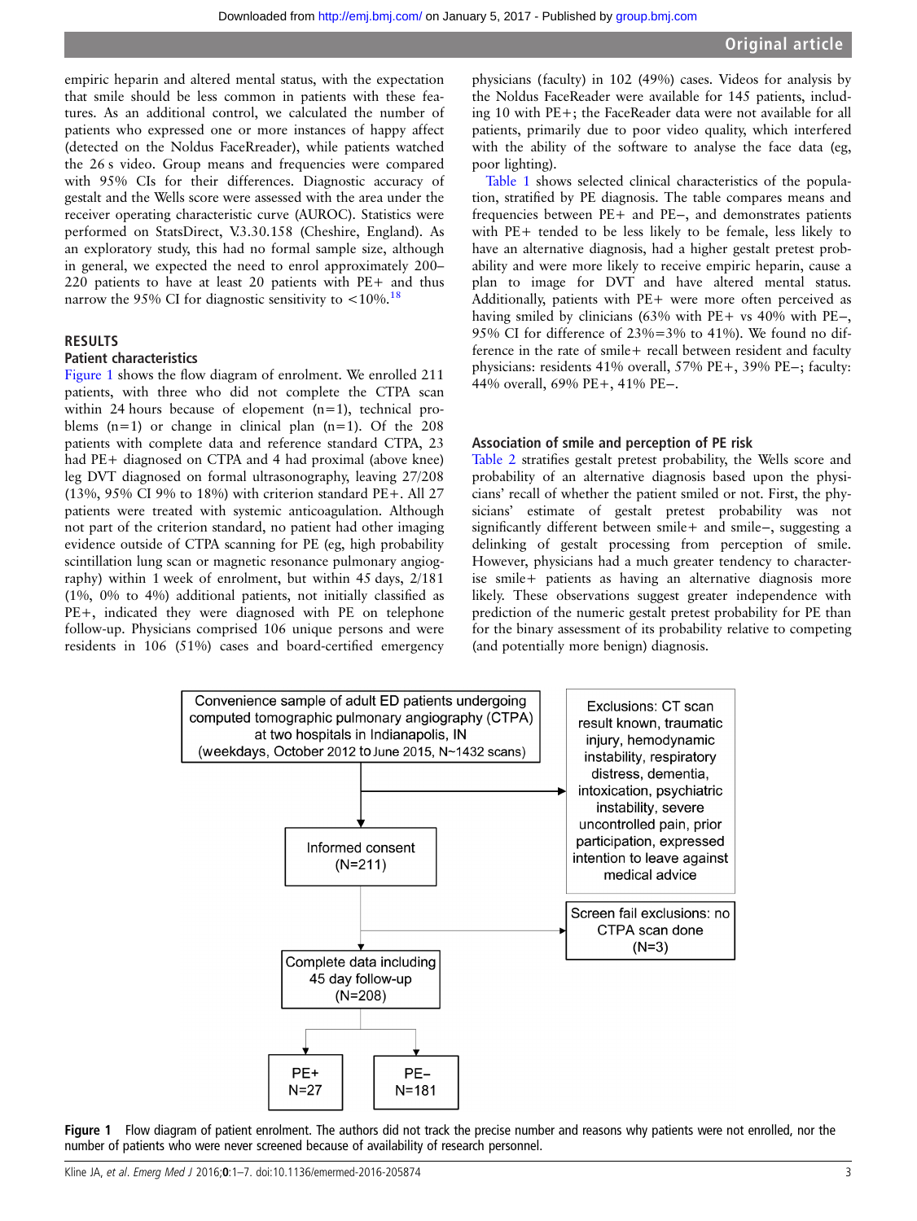empiric heparin and altered mental status, with the expectation that smile should be less common in patients with these features. As an additional control, we calculated the number of patients who expressed one or more instances of happy affect (detected on the Noldus FaceRreader), while patients watched the 26 s video. Group means and frequencies were compared with 95% CIs for their differences. Diagnostic accuracy of gestalt and the Wells score were assessed with the area under the receiver operating characteristic curve (AUROC). Statistics were performed on StatsDirect, V.3.30.158 (Cheshire, England). As an exploratory study, this had no formal sample size, although in general, we expected the need to enrol approximately 200–220 patients to have at least 20 patients with PE+ and thus narrow the 95% CI for diagnostic sensitivity to <10%.[18]

## RESULTS

### Patient characteristics

Figure 1 shows the flow diagram of enrolment. We enrolled 211 patients, with three who did not complete the CTPA scan within 24 hours because of elopement (n=1), technical problems (n=1) or change in clinical plan (n=1). Of the 208 patients with complete data and reference standard CTPA, 23 had PE+ diagnosed on CTPA and 4 had proximal (above knee) leg DVT diagnosed on formal ultrasonography, leaving 27/208 (13%, 95% CI 9% to 18%) with criterion standard PE+. All 27 patients were treated with systemic anticoagulation. Although not part of the criterion standard, no patient had other imaging evidence outside of CTPA scanning for PE (eg, high probability scintillation lung scan or magnetic resonance pulmonary angiography) within 1 week of enrolment, but within 45 days, 2/181 (1%, 0% to 4%) additional patients, not initially classified as PE+, indicated they were diagnosed with PE on telephone follow-up. Physicians comprised 106 unique persons and were residents in 106 (51%) cases and board-certified emergency physicians (faculty) in 102 (49%) cases. Videos for analysis by the Noldus FaceReader were available for 145 patients, including 10 with PE+; the FaceReader data were not available for all patients, primarily due to poor video quality, which interfered with the ability of the software to analyse the face data (eg, poor lighting).

Table 1 shows selected clinical characteristics of the population, stratified by PE diagnosis. The table compares means and frequencies between PE+ and PE−, and demonstrates patients with PE+ tended to be less likely to be female, less likely to have an alternative diagnosis, had a higher gestalt pretest probability and were more likely to receive empiric heparin, cause a plan to image for DVT and have altered mental status. Additionally, patients with PE+ were more often perceived as having smiled by clinicians (63% with PE+ vs 40% with PE−, 95% CI for difference of 23%=3% to 41%). We found no difference in the rate of smile+ recall between resident and faculty physicians: residents 41% overall, 57% PE+, 39% PE−; faculty: 44% overall, 69% PE+, 41% PE−.

### Association of smile and perception of PE risk

Table 2 stratifies gestalt pretest probability, the Wells score and probability of an alternative diagnosis based upon the physicians' recall of whether the patient smiled or not. First, the physicians' estimate of gestalt pretest probability was not significantly different between smile+ and smile−, suggesting a delinking of gestalt processing from perception of smile. However, physicians had a much greater tendency to characterise smile+ patients as having an alternative diagnosis more likely. These observations suggest greater independence with prediction of the numeric gestalt pretest probability for PE than for the binary assessment of its probability relative to competing (and potentially more benign) diagnosis.

Convenience sample of adult ED patients undergoing computed tomographic pulmonary angiography (CTPA) at two hospitals in Indianapolis, IN (weekdays, October 2012 to June 2015, N~1432 scans)

→ Exclusions: CT scan result known, traumatic injury, hemodynamic instability, respiratory distress, dementia, intoxication, psychiatric instability, severe uncontrolled pain, prior participation, expressed intention to leave against medical advice

Informed consent (N=211)

→ Screen fail exclusions: no CTPA scan done (N=3)

Complete data including 45 day follow-up (N=208)

PE+ N=27 | PE− N=181

**Figure 1** Flow diagram of patient enrolment. The authors did not track the precise number and reasons why patients were not enrolled, nor the number of patients who were never screened because of availability of research personnel.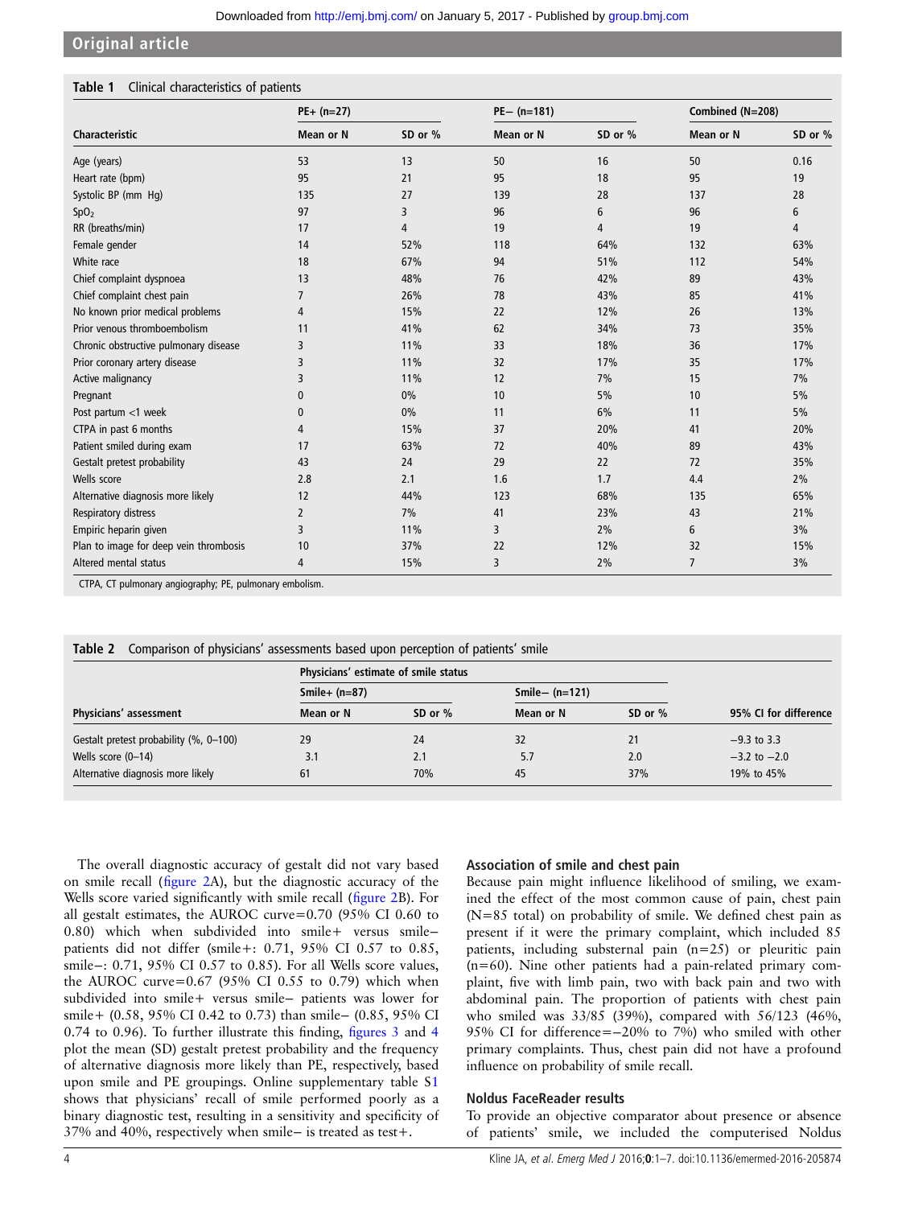**Table 1** Clinical characteristics of patients

| Characteristic | PE+ (n=27) | | PE− (n=181) | | Combined (N=208) | |
|---|---|---|---|---|---|---|
| | Mean or N | SD or % | Mean or N | SD or % | Mean or N | SD or % |
| Age (years) | 53 | 13 | 50 | 16 | 50 | 0.16 |
| Heart rate (bpm) | 95 | 21 | 95 | 18 | 95 | 19 |
| Systolic BP (mm Hg) | 135 | 27 | 139 | 28 | 137 | 28 |
| $SpO_2$ | 97 | 3 | 96 | 6 | 96 | 6 |
| RR (breaths/min) | 17 | 4 | 19 | 4 | 19 | 4 |
| Female gender | 14 | 52% | 118 | 64% | 132 | 63% |
| White race | 18 | 67% | 94 | 51% | 112 | 54% |
| Chief complaint dyspnoea | 13 | 48% | 76 | 42% | 89 | 43% |
| Chief complaint chest pain | 7 | 26% | 78 | 43% | 85 | 41% |
| No known prior medical problems | 4 | 15% | 22 | 12% | 26 | 13% |
| Prior venous thromboembolism | 11 | 41% | 62 | 34% | 73 | 35% |
| Chronic obstructive pulmonary disease | 3 | 11% | 33 | 18% | 36 | 17% |
| Prior coronary artery disease | 3 | 11% | 32 | 17% | 35 | 17% |
| Active malignancy | 3 | 11% | 12 | 7% | 15 | 7% |
| Pregnant | 0 | 0% | 10 | 5% | 10 | 5% |
| Post partum <1 week | 0 | 0% | 11 | 6% | 11 | 5% |
| CTPA in past 6 months | 4 | 15% | 37 | 20% | 41 | 20% |
| Patient smiled during exam | 17 | 63% | 72 | 40% | 89 | 43% |
| Gestalt pretest probability | 43 | 24 | 29 | 22 | 72 | 35% |
| Wells score | 2.8 | 2.1 | 1.6 | 1.7 | 4.4 | 2% |
| Alternative diagnosis more likely | 12 | 44% | 123 | 68% | 135 | 65% |
| Respiratory distress | 2 | 7% | 41 | 23% | 43 | 21% |
| Empiric heparin given | 3 | 11% | 3 | 2% | 6 | 3% |
| Plan to image for deep vein thrombosis | 10 | 37% | 22 | 12% | 32 | 15% |
| Altered mental status | 4 | 15% | 3 | 2% | 7 | 3% |

CTPA, CT pulmonary angiography; PE, pulmonary embolism.

**Table 2** Comparison of physicians' assessments based upon perception of patients' smile

| Physicians' assessment | Physicians' estimate of smile status | | | | 95% CI for difference |
|---|---|---|---|---|---|
| | Smile+ (n=87) | | Smile− (n=121) | | |
| | Mean or N | SD or % | Mean or N | SD or % | |
| Gestalt pretest probability (%, 0–100) | 29 | 24 | 32 | 21 | −9.3 to 3.3 |
| Wells score (0–14) | 3.1 | 2.1 | 5.7 | 2.0 | −3.2 to −2.0 |
| Alternative diagnosis more likely | 61 | 70% | 45 | 37% | 19% to 45% |

The overall diagnostic accuracy of gestalt did not vary based on smile recall (figure 2A), but the diagnostic accuracy of the Wells score varied significantly with smile recall (figure 2B). For all gestalt estimates, the AUROC curve=0.70 (95% CI 0.60 to 0.80) which when subdivided into smile+ versus smile− patients did not differ (smile+: 0.71, 95% CI 0.57 to 0.85, smile−: 0.71, 95% CI 0.57 to 0.85). For all Wells score values, the AUROC curve=0.67 (95% CI 0.55 to 0.79) which when subdivided into smile+ versus smile− patients was lower for smile+ (0.58, 95% CI 0.42 to 0.73) than smile− (0.85, 95% CI 0.74 to 0.96). To further illustrate this finding, figures 3 and 4 plot the mean (SD) gestalt pretest probability and the frequency of alternative diagnosis more likely than PE, respectively, based upon smile and PE groupings. Online supplementary table S1 shows that physicians' recall of smile performed poorly as a binary diagnostic test, resulting in a sensitivity and specificity of 37% and 40%, respectively when smile− is treated as test+.

### Association of smile and chest pain

Because pain might influence likelihood of smiling, we examined the effect of the most common cause of pain, chest pain (N=85 total) on probability of smile. We defined chest pain as present if it were the primary complaint, which included 85 patients, including substernal pain (n=25) or pleuritic pain (n=60). Nine other patients had a pain-related primary complaint, five with limb pain, two with back pain and two with abdominal pain. The proportion of patients with chest pain who smiled was 33/85 (39%), compared with 56/123 (46%, 95% CI for difference=−20% to 7%) who smiled with other primary complaints. Thus, chest pain did not have a profound influence on probability of smile recall.

### Noldus FaceReader results

To provide an objective comparator about presence or absence of patients' smile, we included the computerised Noldus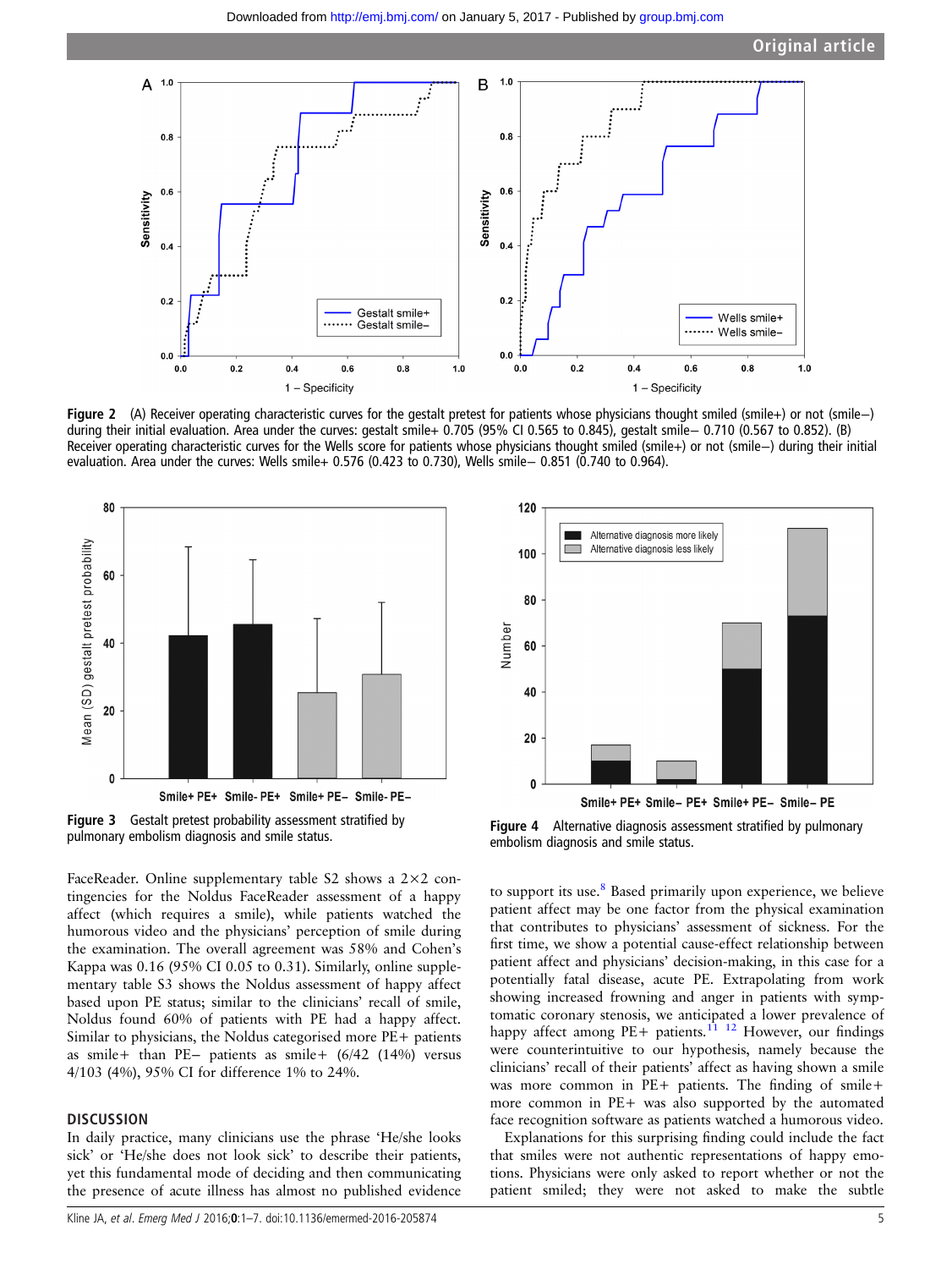Figure 2 (A) Receiver operating characteristic curves for the gestalt pretest for patients whose physicians thought smiled (smile+) or not (smile−) during their initial evaluation. Area under the curves: gestalt smile+ 0.705 (95% CI 0.565 to 0.845), gestalt smile− 0.710 (0.567 to 0.852). (B) Receiver operating characteristic curves for the Wells score for patients whose physicians thought smiled (smile+) or not (smile−) during their initial evaluation. Area under the curves: Wells smile+ 0.576 (0.423 to 0.730), Wells smile− 0.851 (0.740 to 0.964).

Figure 3 Gestalt pretest probability assessment stratified by pulmonary embolism diagnosis and smile status.

Figure 4 Alternative diagnosis assessment stratified by pulmonary embolism diagnosis and smile status.

FaceReader. Online supplementary table S2 shows a 2×2 contingencies for the Noldus FaceReader assessment of a happy affect (which requires a smile), while patients watched the humorous video and the physicians' perception of smile during the examination. The overall agreement was 58% and Cohen's Kappa was 0.16 (95% CI 0.05 to 0.31). Similarly, online supplementary table S3 shows the Noldus assessment of happy affect based upon PE status; similar to the clinicians' recall of smile, Noldus found 60% of patients with PE had a happy affect. Similar to physicians, the Noldus categorised more PE+ patients as smile+ than PE− patients as smile+ (6/42 (14%) versus 4/103 (4%), 95% CI for difference 1% to 24%.

## DISCUSSION

In daily practice, many clinicians use the phrase 'He/she looks sick' or 'He/she does not look sick' to describe their patients, yet this fundamental mode of deciding and then communicating the presence of acute illness has almost no published evidence to support its use.[8] Based primarily upon experience, we believe patient affect may be one factor from the physical examination that contributes to physicians' assessment of sickness. For the first time, we show a potential cause-effect relationship between patient affect and physicians' decision-making, in this case for a potentially fatal disease, acute PE. Extrapolating from work showing increased frowning and anger in patients with symptomatic coronary stenosis, we anticipated a lower prevalence of happy affect among PE+ patients.[11 12] However, our findings were counterintuitive to our hypothesis, namely because the clinicians' recall of their patients' affect as having shown a smile was more common in PE+ patients. The finding of smile+ more common in PE+ was also supported by the automated face recognition software as patients watched a humorous video.

Explanations for this surprising finding could include the fact that smiles were not authentic representations of happy emotions. Physicians were only asked to report whether or not the patient smiled; they were not asked to make the subtle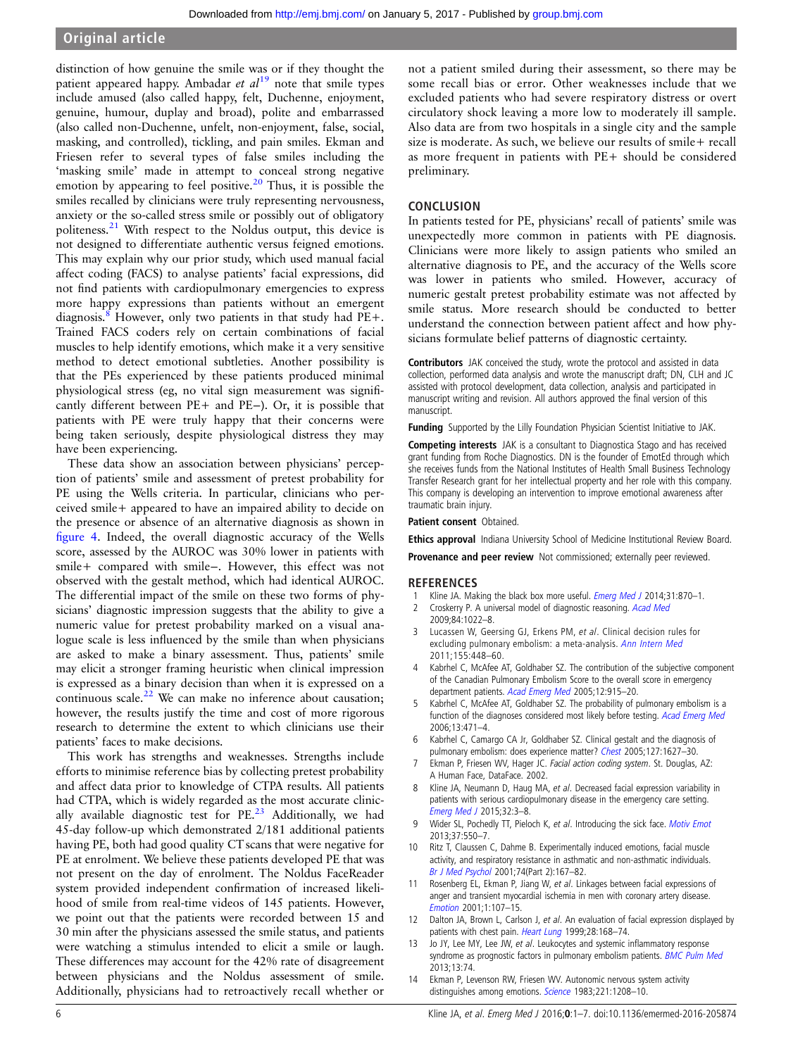distinction of how genuine the smile was or if they thought the patient appeared happy. Ambadar *et al*[19] note that smile types include amused (also called happy, felt, Duchenne, enjoyment, genuine, humour, duplay and broad), polite and embarrassed (also called non-Duchenne, unfelt, non-enjoyment, false, social, masking, and controlled), tickling, and pain smiles. Ekman and Friesen refer to several types of false smiles including the 'masking smile' made in attempt to conceal strong negative emotion by appearing to feel positive.[20] Thus, it is possible the smiles recalled by clinicians were truly representing nervousness, anxiety or the so-called stress smile or possibly out of obligatory politeness.[21] With respect to the Noldus output, this device is not designed to differentiate authentic versus feigned emotions. This may explain why our prior study, which used manual facial affect coding (FACS) to analyse patients' facial expressions, did not find patients with cardiopulmonary emergencies to express more happy expressions than patients without an emergent diagnosis.[8] However, only two patients in that study had PE+. Trained FACS coders rely on certain combinations of facial muscles to help identify emotions, which make it a very sensitive method to detect emotional subtleties. Another possibility is that the PEs experienced by these patients produced minimal physiological stress (eg, no vital sign measurement was significantly different between PE+ and PE−). Or, it is possible that patients with PE were truly happy that their concerns were being taken seriously, despite physiological distress they may have been experiencing.

These data show an association between physicians' perception of patients' smile and assessment of pretest probability for PE using the Wells criteria. In particular, clinicians who perceived smile+ appeared to have an impaired ability to decide on the presence or absence of an alternative diagnosis as shown in figure 4. Indeed, the overall diagnostic accuracy of the Wells score, assessed by the AUROC was 30% lower in patients with smile+ compared with smile−. However, this effect was not observed with the gestalt method, which had identical AUROC. The differential impact of the smile on these two forms of physicians' diagnostic impression suggests that the ability to give a numeric value for pretest probability marked on a visual analogue scale is less influenced by the smile than when physicians are asked to make a binary assessment. Thus, patients' smile may elicit a stronger framing heuristic when clinical impression is expressed as a binary decision than when it is expressed on a continuous scale.[22] We can make no inference about causation; however, the results justify the time and cost of more rigorous research to determine the extent to which clinicians use their patients' faces to make decisions.

This work has strengths and weaknesses. Strengths include efforts to minimise reference bias by collecting pretest probability and affect data prior to knowledge of CTPA results. All patients had CTPA, which is widely regarded as the most accurate clinically available diagnostic test for PE.[23] Additionally, we had 45-day follow-up which demonstrated 2/181 additional patients having PE, both had good quality CT scans that were negative for PE at enrolment. We believe these patients developed PE that was not present on the day of enrolment. The Noldus FaceReader system provided independent confirmation of increased likelihood of smile from real-time videos of 145 patients. However, we point out that the patients were recorded between 15 and 30 min after the physicians assessed the smile status, and patients were watching a stimulus intended to elicit a smile or laugh. These differences may account for the 42% rate of disagreement between physicians and the Noldus assessment of smile. Additionally, physicians had to retroactively recall whether or not a patient smiled during their assessment, so there may be some recall bias or error. Other weaknesses include that we excluded patients who had severe respiratory distress or overt circulatory shock leaving a more low to moderately ill sample. Also data are from two hospitals in a single city and the sample size is moderate. As such, we believe our results of smile+ recall as more frequent in patients with PE+ should be considered preliminary.

## CONCLUSION

In patients tested for PE, physicians' recall of patients' smile was unexpectedly more common in patients with PE diagnosis. Clinicians were more likely to assign patients who smiled an alternative diagnosis to PE, and the accuracy of the Wells score was lower in patients who smiled. However, accuracy of numeric gestalt pretest probability estimate was not affected by smile status. More research should be conducted to better understand the connection between patient affect and how physicians formulate belief patterns of diagnostic certainty.

**Contributors** JAK conceived the study, wrote the protocol and assisted in data collection, performed data analysis and wrote the manuscript draft; DN, CLH and JC assisted with protocol development, data collection, analysis and participated in manuscript writing and revision. All authors approved the final version of this manuscript.

**Funding** Supported by the Lilly Foundation Physician Scientist Initiative to JAK.

**Competing interests** JAK is a consultant to Diagnostica Stago and has received grant funding from Roche Diagnostics. DN is the founder of EmotEd through which she receives funds from the National Institutes of Health Small Business Technology Transfer Research grant for her intellectual property and her role with this company. This company is developing an intervention to improve emotional awareness after traumatic brain injury.

**Patient consent** Obtained.

**Ethics approval** Indiana University School of Medicine Institutional Review Board.

**Provenance and peer review** Not commissioned; externally peer reviewed.

## REFERENCES

1. Kline JA. Making the black box more useful. *Emerg Med J* 2014;31:870–1.
2. Croskerry P. A universal model of diagnostic reasoning. *Acad Med* 2009;84:1022–8.
3. Lucassen W, Geersing GJ, Erkens PM, *et al*. Clinical decision rules for excluding pulmonary embolism: a meta-analysis. *Ann Intern Med* 2011;155:448–60.
4. Kabrhel C, McAfee AT, Goldhaber SZ. The contribution of the subjective component of the Canadian Pulmonary Embolism Score to the overall score in emergency department patients. *Acad Emerg Med* 2005;12:915–20.
5. Kabrhel C, McAfee AT, Goldhaber SZ. The probability of pulmonary embolism is a function of the diagnoses considered most likely before testing. *Acad Emerg Med* 2006;13:471–4.
6. Kabrhel C, Camargo CA Jr, Goldhaber SZ. Clinical gestalt and the diagnosis of pulmonary embolism: does experience matter? *Chest* 2005;127:1627–30.
7. Ekman P, Friesen WV, Hager JC. *Facial action coding system*. St. Douglas, AZ: A Human Face, DataFace. 2002.
8. Kline JA, Neumann D, Haug MA, *et al*. Decreased facial expression variability in patients with serious cardiopulmonary disease in the emergency care setting. *Emerg Med J* 2015;32:3–8.
9. Wider SL, Pochedly TT, Pieloch K, *et al*. Introducing the sick face. *Motiv Emot* 2013;37:550–7.
10. Ritz T, Claussen C, Dahme B. Experimentally induced emotions, facial muscle activity, and respiratory resistance in asthmatic and non-asthmatic individuals. *Br J Med Psychol* 2001;74(Part 2):167–82.
11. Rosenberg EL, Ekman P, Jiang W, *et al*. Linkages between facial expressions of anger and transient myocardial ischemia in men with coronary artery disease. *Emotion* 2001;1:107–15.
12. Dalton JA, Brown L, Carlson J, *et al*. An evaluation of facial expression displayed by patients with chest pain. *Heart Lung* 1999;28:168–74.
13. Jo JY, Lee MY, Lee JW, *et al*. Leukocytes and systemic inflammatory response syndrome as prognostic factors in pulmonary embolism patients. *BMC Pulm Med* 2013;13:74.
14. Ekman P, Levenson RW, Friesen WV. Autonomic nervous system activity distinguishes among emotions. *Science* 1983;221:1208–10.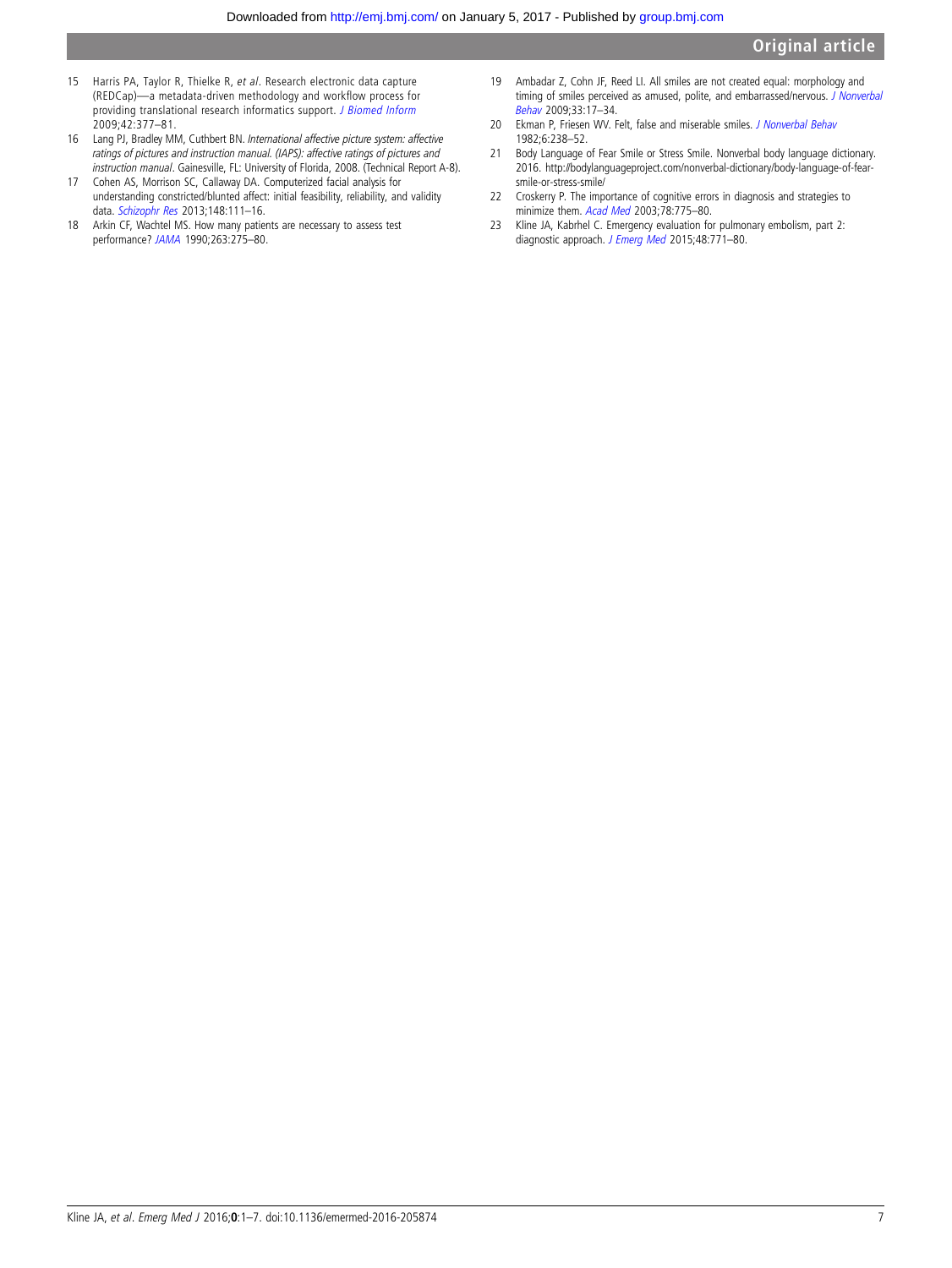15 Harris PA, Taylor R, Thielke R, *et al*. Research electronic data capture (REDCap)—a metadata-driven methodology and workflow process for providing translational research informatics support. *J Biomed Inform* 2009;42:377–81.

16 Lang PJ, Bradley MM, Cuthbert BN. *International affective picture system: affective ratings of pictures and instruction manual. (IAPS): affective ratings of pictures and instruction manual*. Gainesville, FL: University of Florida, 2008. (Technical Report A-8).

17 Cohen AS, Morrison SC, Callaway DA. Computerized facial analysis for understanding constricted/blunted affect: initial feasibility, reliability, and validity data. *Schizophr Res* 2013;148:111–16.

18 Arkin CF, Wachtel MS. How many patients are necessary to assess test performance? *JAMA* 1990;263:275–80.

19 Ambadar Z, Cohn JF, Reed LI. All smiles are not created equal: morphology and timing of smiles perceived as amused, polite, and embarrassed/nervous. *J Nonverbal Behav* 2009;33:17–34.

20 Ekman P, Friesen WV. Felt, false and miserable smiles. *J Nonverbal Behav* 1982;6:238–52.

21 Body Language of Fear Smile or Stress Smile. Nonverbal body language dictionary. 2016. http://bodylanguageproject.com/nonverbal-dictionary/body-language-of-fear-smile-or-stress-smile/

22 Croskerry P. The importance of cognitive errors in diagnosis and strategies to minimize them. *Acad Med* 2003;78:775–80.

23 Kline JA, Kabrhel C. Emergency evaluation for pulmonary embolism, part 2: diagnostic approach. *J Emerg Med* 2015;48:771–80.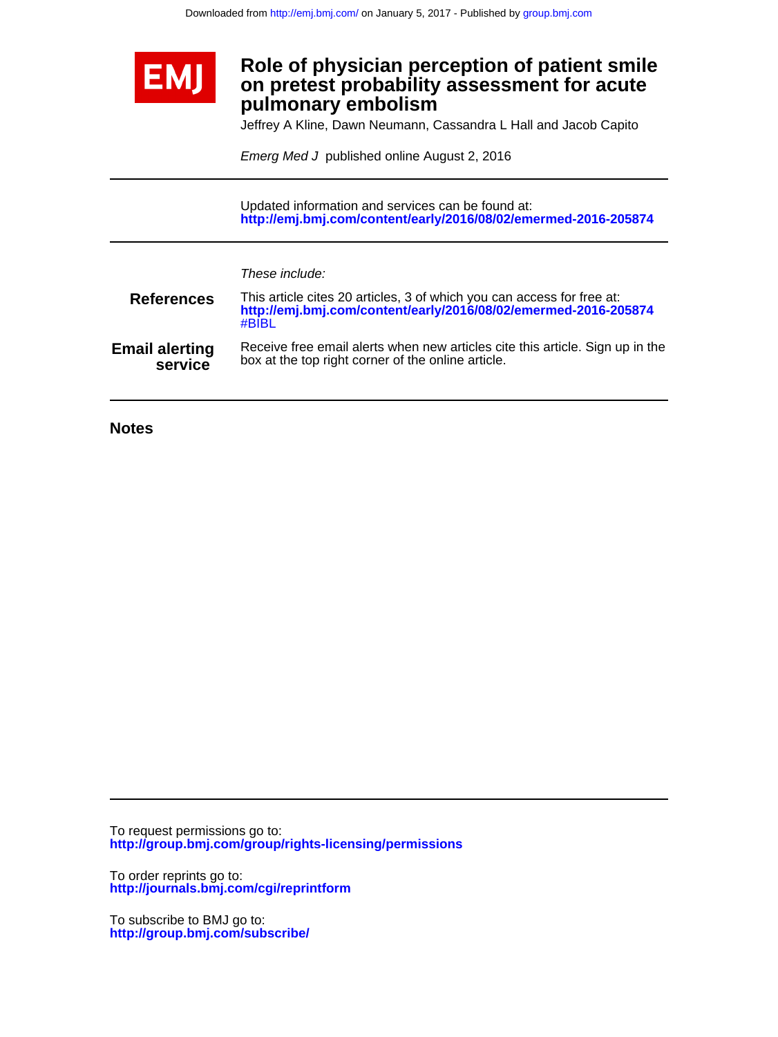Downloaded from http://emj.bmj.com/ on January 5, 2017 - Published by group.bmj.com

EMJ

# Role of physician perception of patient smile on pretest probability assessment for acute pulmonary embolism

Jeffrey A Kline, Dawn Neumann, Cassandra L Hall and Jacob Capito

*Emerg Med J* published online August 2, 2016

Updated information and services can be found at:
**http://emj.bmj.com/content/early/2016/08/02/emermed-2016-205874**

*These include:*

**References**
This article cites 20 articles, 3 of which you can access for free at:
**http://emj.bmj.com/content/early/2016/08/02/emermed-2016-205874**
#BIBL

**Email alerting service**
Receive free email alerts when new articles cite this article. Sign up in the box at the top right corner of the online article.

## Notes

To request permissions go to:
**http://group.bmj.com/group/rights-licensing/permissions**

To order reprints go to:
**http://journals.bmj.com/cgi/reprintform**

To subscribe to BMJ go to:
**http://group.bmj.com/subscribe/**